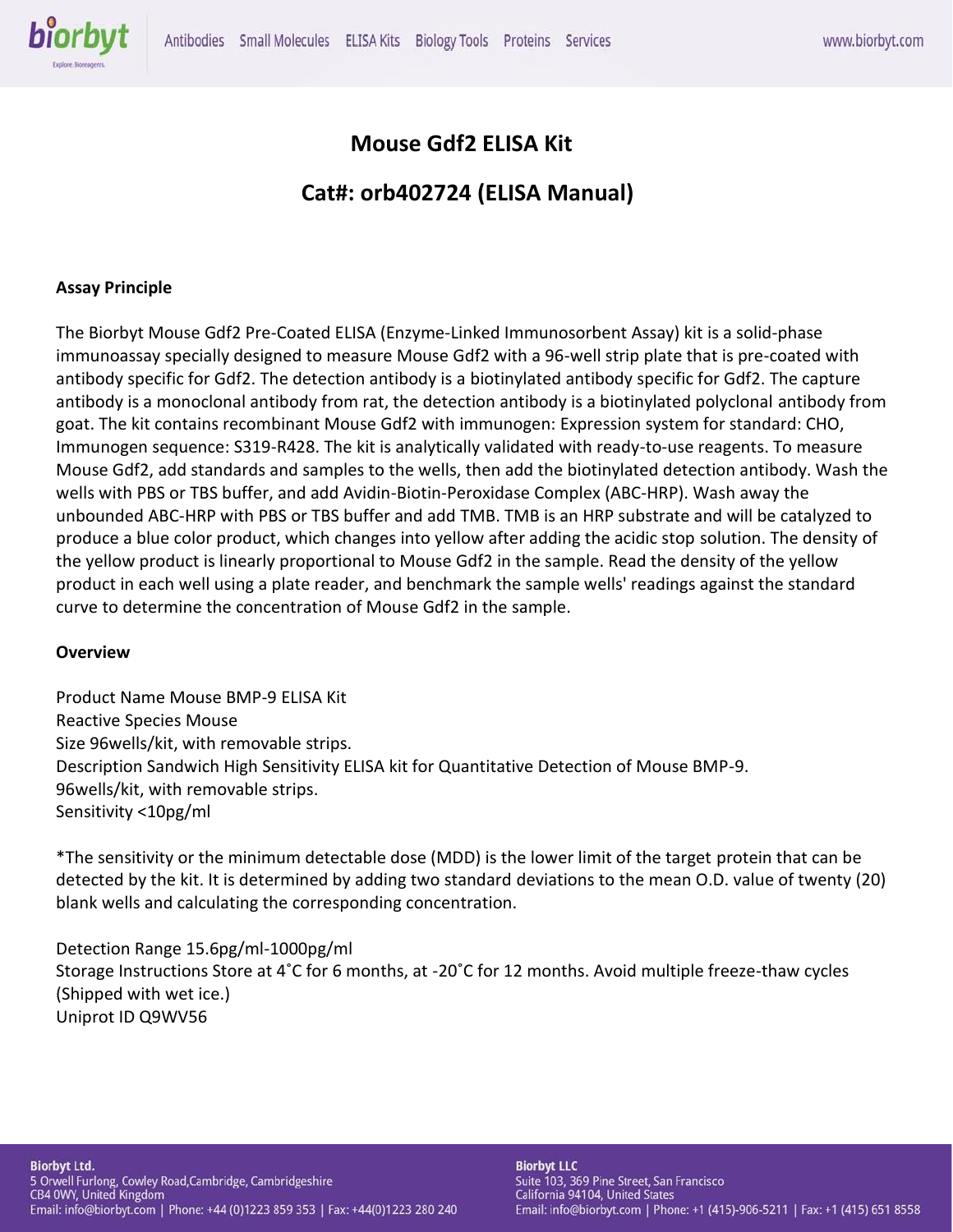# Mouse Gdf2 ELISA Kit

## Cat#: orb402724 (ELISA Manual)

**Assay Principle**

The Biorbyt Mouse Gdf2 Pre-Coated ELISA (Enzyme-Linked Immunosorbent Assay) kit is a solid-phase immunoassay specially designed to measure Mouse Gdf2 with a 96-well strip plate that is pre-coated with antibody specific for Gdf2. The detection antibody is a biotinylated antibody specific for Gdf2. The capture antibody is a monoclonal antibody from rat, the detection antibody is a biotinylated polyclonal antibody from goat. The kit contains recombinant Mouse Gdf2 with immunogen: Expression system for standard: CHO, Immunogen sequence: S319-R428. The kit is analytically validated with ready-to-use reagents. To measure Mouse Gdf2, add standards and samples to the wells, then add the biotinylated detection antibody. Wash the wells with PBS or TBS buffer, and add Avidin-Biotin-Peroxidase Complex (ABC-HRP). Wash away the unbounded ABC-HRP with PBS or TBS buffer and add TMB. TMB is an HRP substrate and will be catalyzed to produce a blue color product, which changes into yellow after adding the acidic stop solution. The density of the yellow product is linearly proportional to Mouse Gdf2 in the sample. Read the density of the yellow product in each well using a plate reader, and benchmark the sample wells' readings against the standard curve to determine the concentration of Mouse Gdf2 in the sample.

**Overview**

Product Name Mouse BMP-9 ELISA Kit
Reactive Species Mouse
Size 96wells/kit, with removable strips.
Description Sandwich High Sensitivity ELISA kit for Quantitative Detection of Mouse BMP-9.
96wells/kit, with removable strips.
Sensitivity <10pg/ml

*The sensitivity or the minimum detectable dose (MDD) is the lower limit of the target protein that can be detected by the kit. It is determined by adding two standard deviations to the mean O.D. value of twenty (20) blank wells and calculating the corresponding concentration.

Detection Range 15.6pg/ml-1000pg/ml
Storage Instructions Store at 4˚C for 6 months, at -20˚C for 12 months. Avoid multiple freeze-thaw cycles (Shipped with wet ice.)
Uniprot ID Q9WV56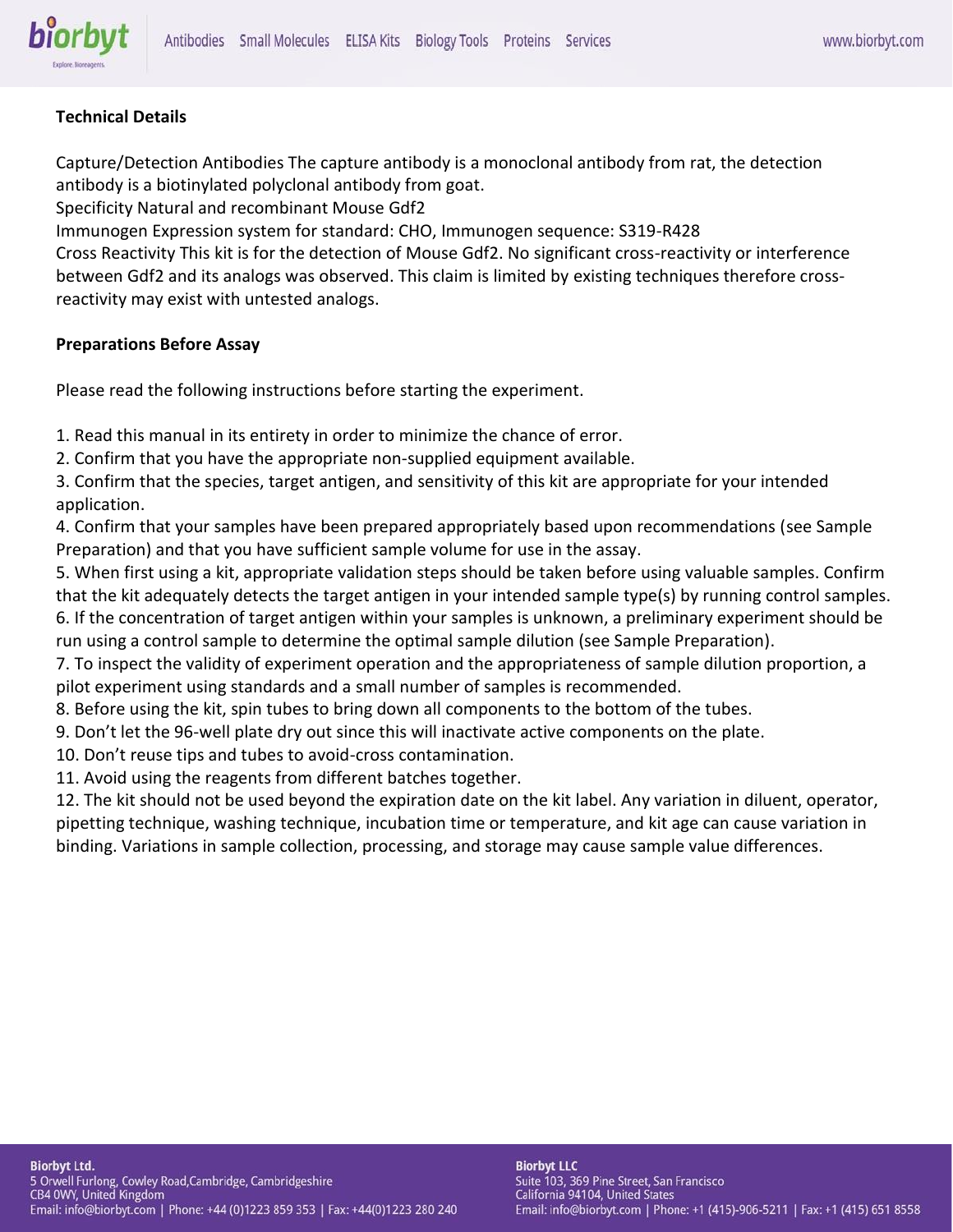**Technical Details**

Capture/Detection Antibodies The capture antibody is a monoclonal antibody from rat, the detection antibody is a biotinylated polyclonal antibody from goat.
Specificity Natural and recombinant Mouse Gdf2
Immunogen Expression system for standard: CHO, Immunogen sequence: S319-R428
Cross Reactivity This kit is for the detection of Mouse Gdf2. No significant cross-reactivity or interference between Gdf2 and its analogs was observed. This claim is limited by existing techniques therefore cross-reactivity may exist with untested analogs.

**Preparations Before Assay**

Please read the following instructions before starting the experiment.

1. Read this manual in its entirety in order to minimize the chance of error.
2. Confirm that you have the appropriate non-supplied equipment available.
3. Confirm that the species, target antigen, and sensitivity of this kit are appropriate for your intended application.
4. Confirm that your samples have been prepared appropriately based upon recommendations (see Sample Preparation) and that you have sufficient sample volume for use in the assay.
5. When first using a kit, appropriate validation steps should be taken before using valuable samples. Confirm that the kit adequately detects the target antigen in your intended sample type(s) by running control samples.
6. If the concentration of target antigen within your samples is unknown, a preliminary experiment should be run using a control sample to determine the optimal sample dilution (see Sample Preparation).
7. To inspect the validity of experiment operation and the appropriateness of sample dilution proportion, a pilot experiment using standards and a small number of samples is recommended.
8. Before using the kit, spin tubes to bring down all components to the bottom of the tubes.
9. Don't let the 96-well plate dry out since this will inactivate active components on the plate.
10. Don't reuse tips and tubes to avoid-cross contamination.
11. Avoid using the reagents from different batches together.
12. The kit should not be used beyond the expiration date on the kit label. Any variation in diluent, operator, pipetting technique, washing technique, incubation time or temperature, and kit age can cause variation in binding. Variations in sample collection, processing, and storage may cause sample value differences.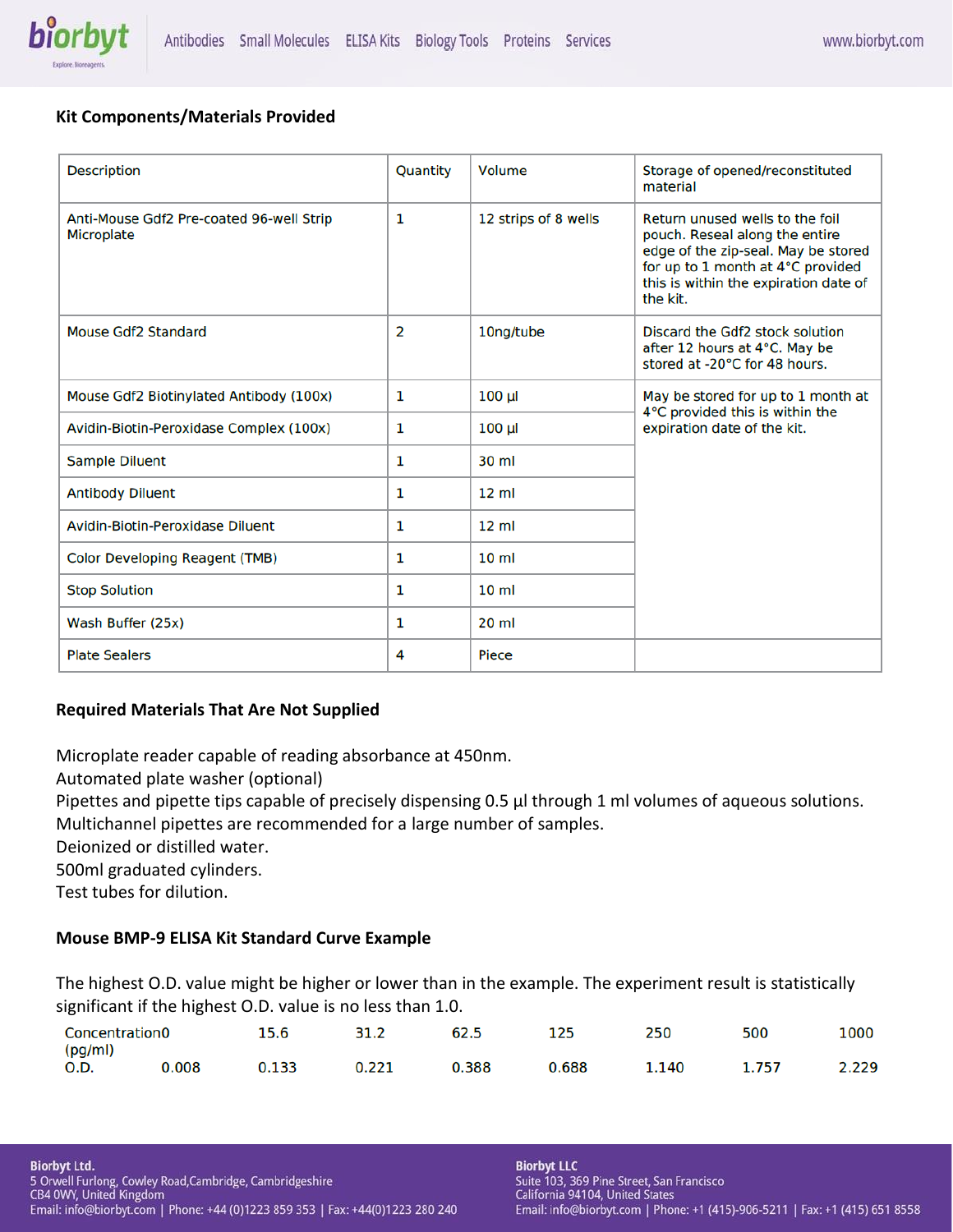### Kit Components/Materials Provided

| Description | Quantity | Volume | Storage of opened/reconstituted material |
|---|---|---|---|
| Anti-Mouse Gdf2 Pre-coated 96-well Strip Microplate | 1 | 12 strips of 8 wells | Return unused wells to the foil pouch. Reseal along the entire edge of the zip-seal. May be stored for up to 1 month at 4°C provided this is within the expiration date of the kit. |
| Mouse Gdf2 Standard | 2 | 10ng/tube | Discard the Gdf2 stock solution after 12 hours at 4°C. May be stored at -20°C for 48 hours. |
| Mouse Gdf2 Biotinylated Antibody (100x) | 1 | 100 µl | May be stored for up to 1 month at 4°C provided this is within the expiration date of the kit. |
| Avidin-Biotin-Peroxidase Complex (100x) | 1 | 100 µl | |
| Sample Diluent | 1 | 30 ml | |
| Antibody Diluent | 1 | 12 ml | |
| Avidin-Biotin-Peroxidase Diluent | 1 | 12 ml | |
| Color Developing Reagent (TMB) | 1 | 10 ml | |
| Stop Solution | 1 | 10 ml | |
| Wash Buffer (25x) | 1 | 20 ml | |
| Plate Sealers | 4 | Piece | |

### Required Materials That Are Not Supplied

Microplate reader capable of reading absorbance at 450nm.
Automated plate washer (optional)
Pipettes and pipette tips capable of precisely dispensing 0.5 µl through 1 ml volumes of aqueous solutions.
Multichannel pipettes are recommended for a large number of samples.
Deionized or distilled water.
500ml graduated cylinders.
Test tubes for dilution.

### Mouse BMP-9 ELISA Kit Standard Curve Example

The highest O.D. value might be higher or lower than in the example. The experiment result is statistically significant if the highest O.D. value is no less than 1.0.

| Concentration (pg/ml) | 0 | 15.6 | 31.2 | 62.5 | 125 | 250 | 500 | 1000 |
|---|---|---|---|---|---|---|---|---|
| O.D. | 0.008 | 0.133 | 0.221 | 0.388 | 0.688 | 1.140 | 1.757 | 2.229 |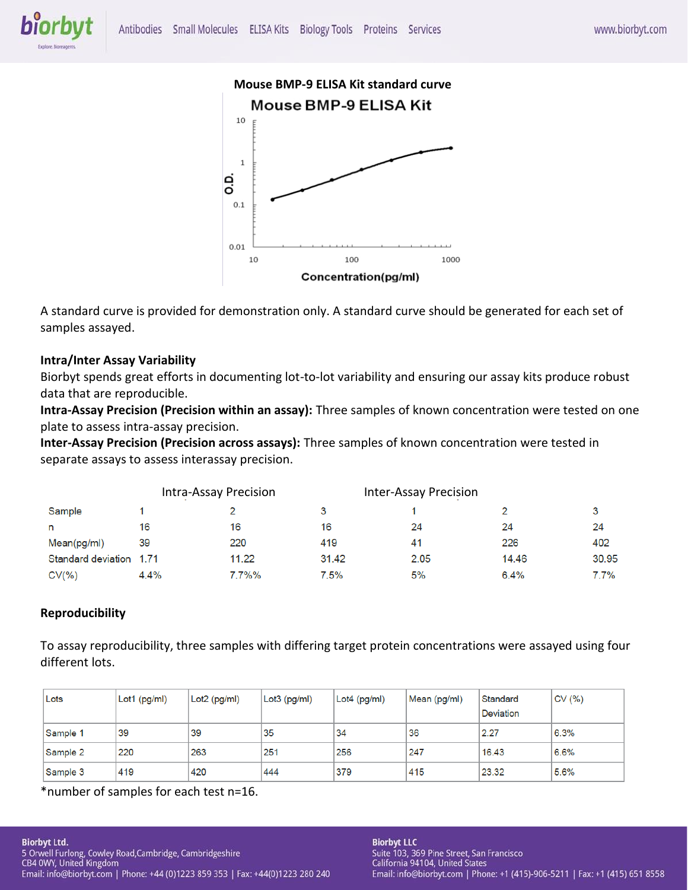**Mouse BMP-9 ELISA Kit standard curve**

A standard curve is provided for demonstration only. A standard curve should be generated for each set of samples assayed.

**Intra/Inter Assay Variability**

Biorbyt spends great efforts in documenting lot-to-lot variability and ensuring our assay kits produce robust data that are reproducible.

**Intra-Assay Precision (Precision within an assay):** Three samples of known concentration were tested on one plate to assess intra-assay precision.

**Inter-Assay Precision (Precision across assays):** Three samples of known concentration were tested in separate assays to assess interassay precision.

| | Intra-Assay Precision | | | Inter-Assay Precision | | |
|---|---|---|---|---|---|---|
| Sample | 1 | 2 | 3 | 1 | 2 | 3 |
| n | 16 | 16 | 16 | 24 | 24 | 24 |
| Mean(pg/ml) | 39 | 220 | 419 | 41 | 226 | 402 |
| Standard deviation | 1.71 | 11.22 | 31.42 | 2.05 | 14.46 | 30.95 |
| CV(%) | 4.4% | 7.7%% | 7.5% | 5% | 6.4% | 7.7% |

**Reproducibility**

To assay reproducibility, three samples with differing target protein concentrations were assayed using four different lots.

| Lots | Lot1 (pg/ml) | Lot2 (pg/ml) | Lot3 (pg/ml) | Lot4 (pg/ml) | Mean (pg/ml) | Standard Deviation | CV (%) |
|---|---|---|---|---|---|---|---|
| Sample 1 | 39 | 39 | 35 | 34 | 36 | 2.27 | 6.3% |
| Sample 2 | 220 | 263 | 251 | 256 | 247 | 16.43 | 6.6% |
| Sample 3 | 419 | 420 | 444 | 379 | 415 | 23.32 | 5.6% |

*number of samples for each test n=16.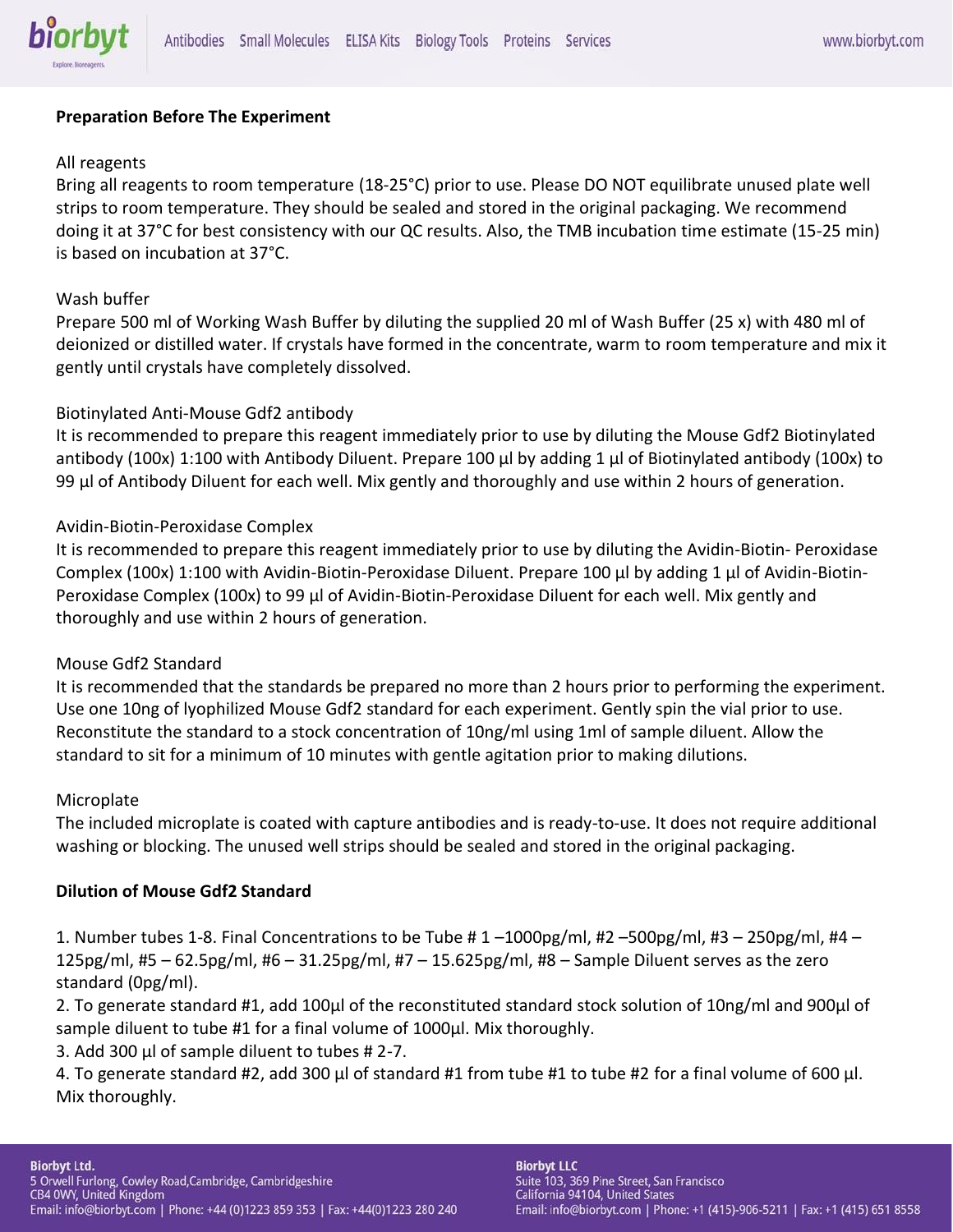**Preparation Before The Experiment**

All reagents
Bring all reagents to room temperature (18-25°C) prior to use. Please DO NOT equilibrate unused plate well strips to room temperature. They should be sealed and stored in the original packaging. We recommend doing it at 37°C for best consistency with our QC results. Also, the TMB incubation time estimate (15-25 min) is based on incubation at 37°C.

Wash buffer
Prepare 500 ml of Working Wash Buffer by diluting the supplied 20 ml of Wash Buffer (25 x) with 480 ml of deionized or distilled water. If crystals have formed in the concentrate, warm to room temperature and mix it gently until crystals have completely dissolved.

Biotinylated Anti-Mouse Gdf2 antibody
It is recommended to prepare this reagent immediately prior to use by diluting the Mouse Gdf2 Biotinylated antibody (100x) 1:100 with Antibody Diluent. Prepare 100 µl by adding 1 µl of Biotinylated antibody (100x) to 99 µl of Antibody Diluent for each well. Mix gently and thoroughly and use within 2 hours of generation.

Avidin-Biotin-Peroxidase Complex
It is recommended to prepare this reagent immediately prior to use by diluting the Avidin-Biotin- Peroxidase Complex (100x) 1:100 with Avidin-Biotin-Peroxidase Diluent. Prepare 100 µl by adding 1 µl of Avidin-Biotin-Peroxidase Complex (100x) to 99 µl of Avidin-Biotin-Peroxidase Diluent for each well. Mix gently and thoroughly and use within 2 hours of generation.

Mouse Gdf2 Standard
It is recommended that the standards be prepared no more than 2 hours prior to performing the experiment. Use one 10ng of lyophilized Mouse Gdf2 standard for each experiment. Gently spin the vial prior to use. Reconstitute the standard to a stock concentration of 10ng/ml using 1ml of sample diluent. Allow the standard to sit for a minimum of 10 minutes with gentle agitation prior to making dilutions.

Microplate
The included microplate is coated with capture antibodies and is ready-to-use. It does not require additional washing or blocking. The unused well strips should be sealed and stored in the original packaging.

**Dilution of Mouse Gdf2 Standard**

1. Number tubes 1-8. Final Concentrations to be Tube # 1 –1000pg/ml, #2 –500pg/ml, #3 – 250pg/ml, #4 – 125pg/ml, #5 – 62.5pg/ml, #6 – 31.25pg/ml, #7 – 15.625pg/ml, #8 – Sample Diluent serves as the zero standard (0pg/ml).
2. To generate standard #1, add 100µl of the reconstituted standard stock solution of 10ng/ml and 900µl of sample diluent to tube #1 for a final volume of 1000µl. Mix thoroughly.
3. Add 300 µl of sample diluent to tubes # 2-7.
4. To generate standard #2, add 300 µl of standard #1 from tube #1 to tube #2 for a final volume of 600 µl. Mix thoroughly.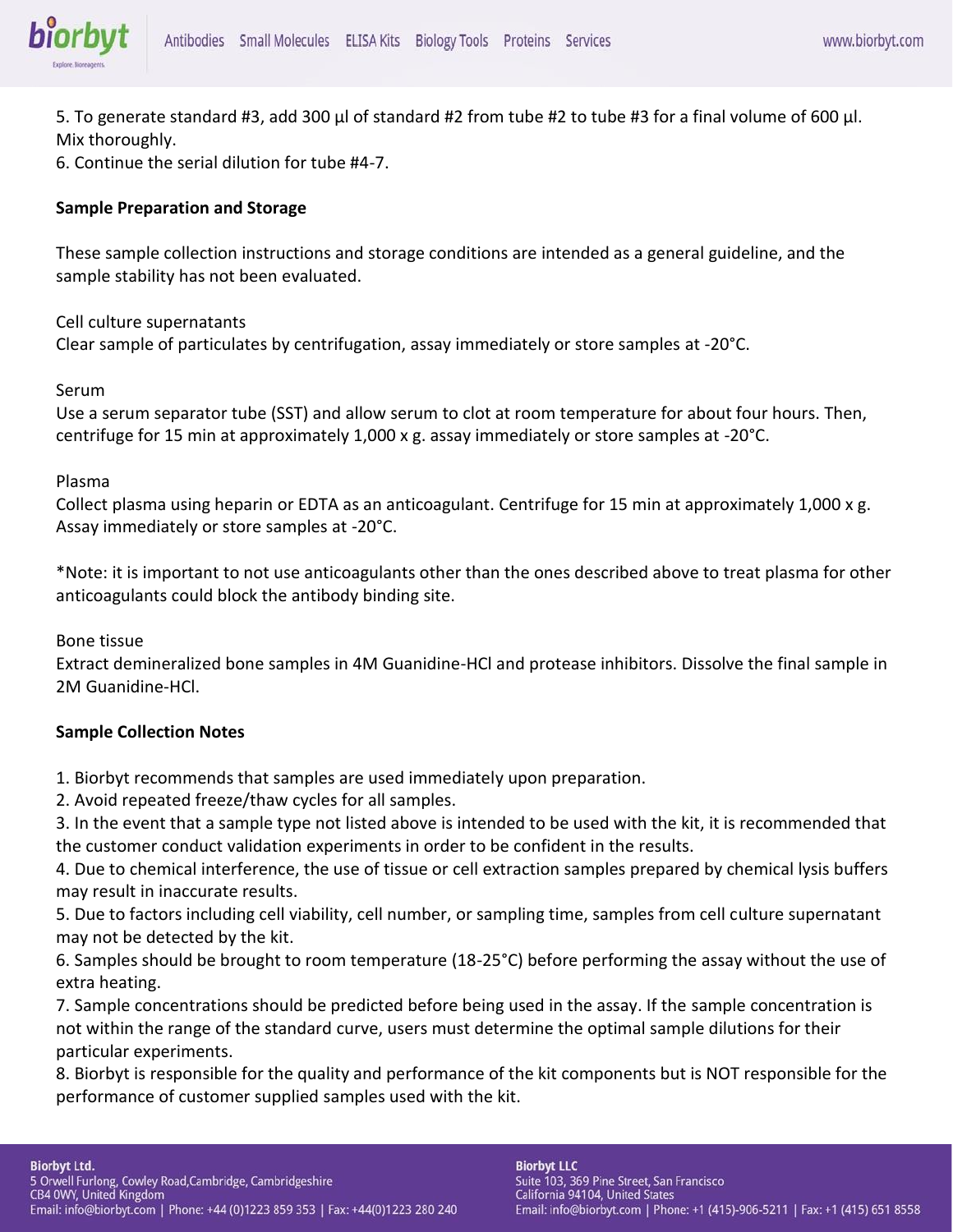5. To generate standard #3, add 300 µl of standard #2 from tube #2 to tube #3 for a final volume of 600 µl. Mix thoroughly.
6. Continue the serial dilution for tube #4-7.

**Sample Preparation and Storage**

These sample collection instructions and storage conditions are intended as a general guideline, and the sample stability has not been evaluated.

Cell culture supernatants
Clear sample of particulates by centrifugation, assay immediately or store samples at -20°C.

Serum
Use a serum separator tube (SST) and allow serum to clot at room temperature for about four hours. Then, centrifuge for 15 min at approximately 1,000 x g. assay immediately or store samples at -20°C.

Plasma
Collect plasma using heparin or EDTA as an anticoagulant. Centrifuge for 15 min at approximately 1,000 x g. Assay immediately or store samples at -20°C.

*Note: it is important to not use anticoagulants other than the ones described above to treat plasma for other anticoagulants could block the antibody binding site.

Bone tissue
Extract demineralized bone samples in 4M Guanidine-HCl and protease inhibitors. Dissolve the final sample in 2M Guanidine-HCl.

**Sample Collection Notes**

1. Biorbyt recommends that samples are used immediately upon preparation.
2. Avoid repeated freeze/thaw cycles for all samples.
3. In the event that a sample type not listed above is intended to be used with the kit, it is recommended that the customer conduct validation experiments in order to be confident in the results.
4. Due to chemical interference, the use of tissue or cell extraction samples prepared by chemical lysis buffers may result in inaccurate results.
5. Due to factors including cell viability, cell number, or sampling time, samples from cell culture supernatant may not be detected by the kit.
6. Samples should be brought to room temperature (18-25°C) before performing the assay without the use of extra heating.
7. Sample concentrations should be predicted before being used in the assay. If the sample concentration is not within the range of the standard curve, users must determine the optimal sample dilutions for their particular experiments.
8. Biorbyt is responsible for the quality and performance of the kit components but is NOT responsible for the performance of customer supplied samples used with the kit.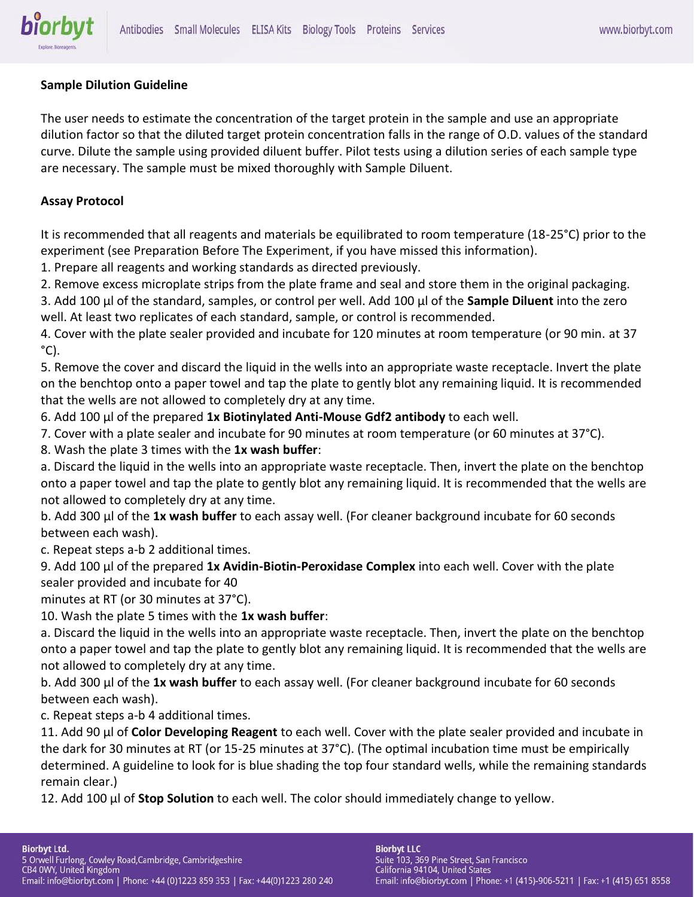**Sample Dilution Guideline**

The user needs to estimate the concentration of the target protein in the sample and use an appropriate dilution factor so that the diluted target protein concentration falls in the range of O.D. values of the standard curve. Dilute the sample using provided diluent buffer. Pilot tests using a dilution series of each sample type are necessary. The sample must be mixed thoroughly with Sample Diluent.

**Assay Protocol**

It is recommended that all reagents and materials be equilibrated to room temperature (18-25°C) prior to the experiment (see Preparation Before The Experiment, if you have missed this information).

1. Prepare all reagents and working standards as directed previously.
2. Remove excess microplate strips from the plate frame and seal and store them in the original packaging.
3. Add 100 µl of the standard, samples, or control per well. Add 100 µl of the **Sample Diluent** into the zero well. At least two replicates of each standard, sample, or control is recommended.
4. Cover with the plate sealer provided and incubate for 120 minutes at room temperature (or 90 min. at 37 °C).
5. Remove the cover and discard the liquid in the wells into an appropriate waste receptacle. Invert the plate on the benchtop onto a paper towel and tap the plate to gently blot any remaining liquid. It is recommended that the wells are not allowed to completely dry at any time.
6. Add 100 µl of the prepared **1x Biotinylated Anti-Mouse Gdf2 antibody** to each well.
7. Cover with a plate sealer and incubate for 90 minutes at room temperature (or 60 minutes at 37°C).
8. Wash the plate 3 times with the **1x wash buffer**:
   a. Discard the liquid in the wells into an appropriate waste receptacle. Then, invert the plate on the benchtop onto a paper towel and tap the plate to gently blot any remaining liquid. It is recommended that the wells are not allowed to completely dry at any time.
   b. Add 300 µl of the **1x wash buffer** to each assay well. (For cleaner background incubate for 60 seconds between each wash).
   c. Repeat steps a-b 2 additional times.
9. Add 100 µl of the prepared **1x Avidin-Biotin-Peroxidase Complex** into each well. Cover with the plate sealer provided and incubate for 40 minutes at RT (or 30 minutes at 37°C).
10. Wash the plate 5 times with the **1x wash buffer**:
    a. Discard the liquid in the wells into an appropriate waste receptacle. Then, invert the plate on the benchtop onto a paper towel and tap the plate to gently blot any remaining liquid. It is recommended that the wells are not allowed to completely dry at any time.
    b. Add 300 µl of the **1x wash buffer** to each assay well. (For cleaner background incubate for 60 seconds between each wash).
    c. Repeat steps a-b 4 additional times.
11. Add 90 µl of **Color Developing Reagent** to each well. Cover with the plate sealer provided and incubate in the dark for 30 minutes at RT (or 15-25 minutes at 37°C). (The optimal incubation time must be empirically determined. A guideline to look for is blue shading the top four standard wells, while the remaining standards remain clear.)
12. Add 100 µl of **Stop Solution** to each well. The color should immediately change to yellow.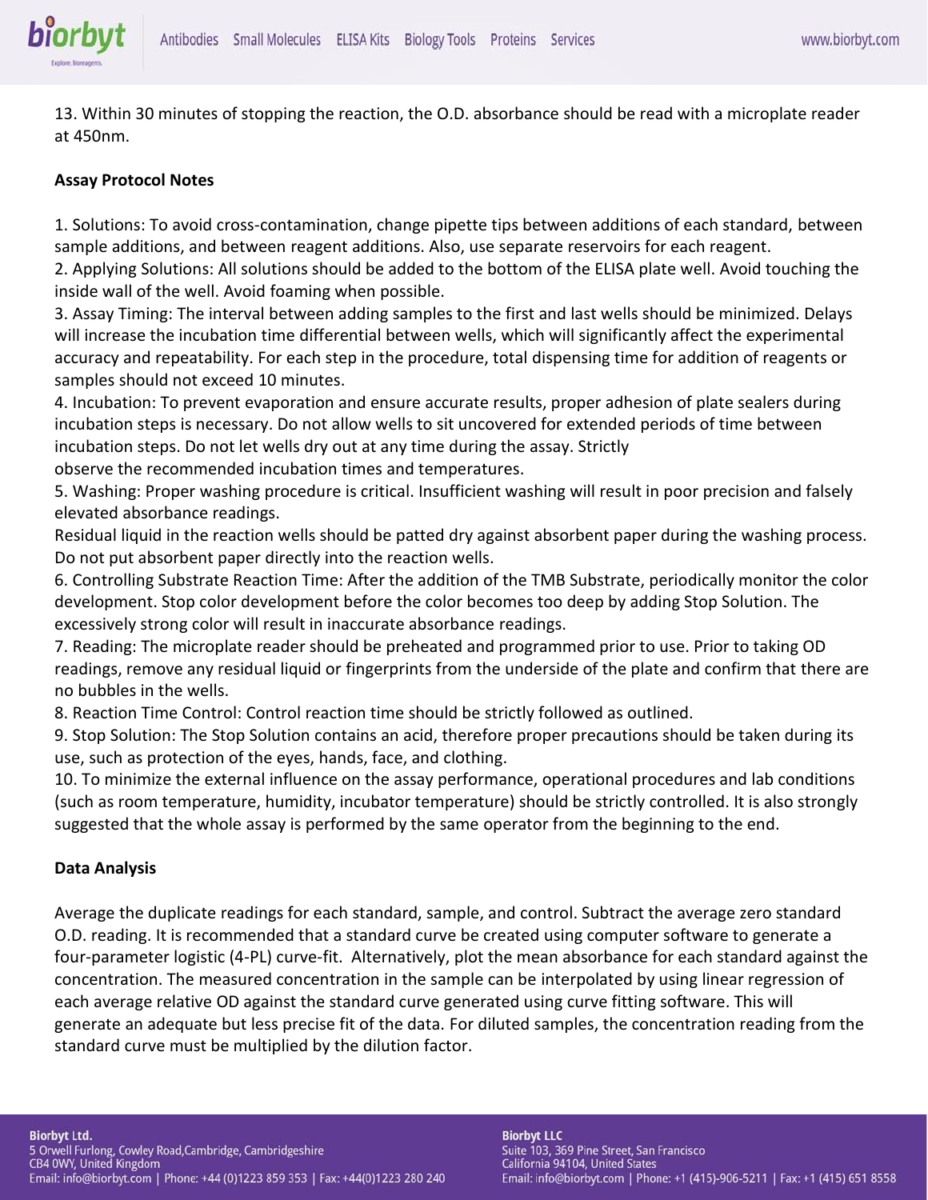13. Within 30 minutes of stopping the reaction, the O.D. absorbance should be read with a microplate reader at 450nm.

**Assay Protocol Notes**

1. Solutions: To avoid cross-contamination, change pipette tips between additions of each standard, between sample additions, and between reagent additions. Also, use separate reservoirs for each reagent.
2. Applying Solutions: All solutions should be added to the bottom of the ELISA plate well. Avoid touching the inside wall of the well. Avoid foaming when possible.
3. Assay Timing: The interval between adding samples to the first and last wells should be minimized. Delays will increase the incubation time differential between wells, which will significantly affect the experimental accuracy and repeatability. For each step in the procedure, total dispensing time for addition of reagents or samples should not exceed 10 minutes.
4. Incubation: To prevent evaporation and ensure accurate results, proper adhesion of plate sealers during incubation steps is necessary. Do not allow wells to sit uncovered for extended periods of time between incubation steps. Do not let wells dry out at any time during the assay. Strictly observe the recommended incubation times and temperatures.
5. Washing: Proper washing procedure is critical. Insufficient washing will result in poor precision and falsely elevated absorbance readings.
Residual liquid in the reaction wells should be patted dry against absorbent paper during the washing process. Do not put absorbent paper directly into the reaction wells.
6. Controlling Substrate Reaction Time: After the addition of the TMB Substrate, periodically monitor the color development. Stop color development before the color becomes too deep by adding Stop Solution. The excessively strong color will result in inaccurate absorbance readings.
7. Reading: The microplate reader should be preheated and programmed prior to use. Prior to taking OD readings, remove any residual liquid or fingerprints from the underside of the plate and confirm that there are no bubbles in the wells.
8. Reaction Time Control: Control reaction time should be strictly followed as outlined.
9. Stop Solution: The Stop Solution contains an acid, therefore proper precautions should be taken during its use, such as protection of the eyes, hands, face, and clothing.
10. To minimize the external influence on the assay performance, operational procedures and lab conditions (such as room temperature, humidity, incubator temperature) should be strictly controlled. It is also strongly suggested that the whole assay is performed by the same operator from the beginning to the end.

**Data Analysis**

Average the duplicate readings for each standard, sample, and control. Subtract the average zero standard O.D. reading. It is recommended that a standard curve be created using computer software to generate a four-parameter logistic (4-PL) curve-fit. Alternatively, plot the mean absorbance for each standard against the concentration. The measured concentration in the sample can be interpolated by using linear regression of each average relative OD against the standard curve generated using curve fitting software. This will generate an adequate but less precise fit of the data. For diluted samples, the concentration reading from the standard curve must be multiplied by the dilution factor.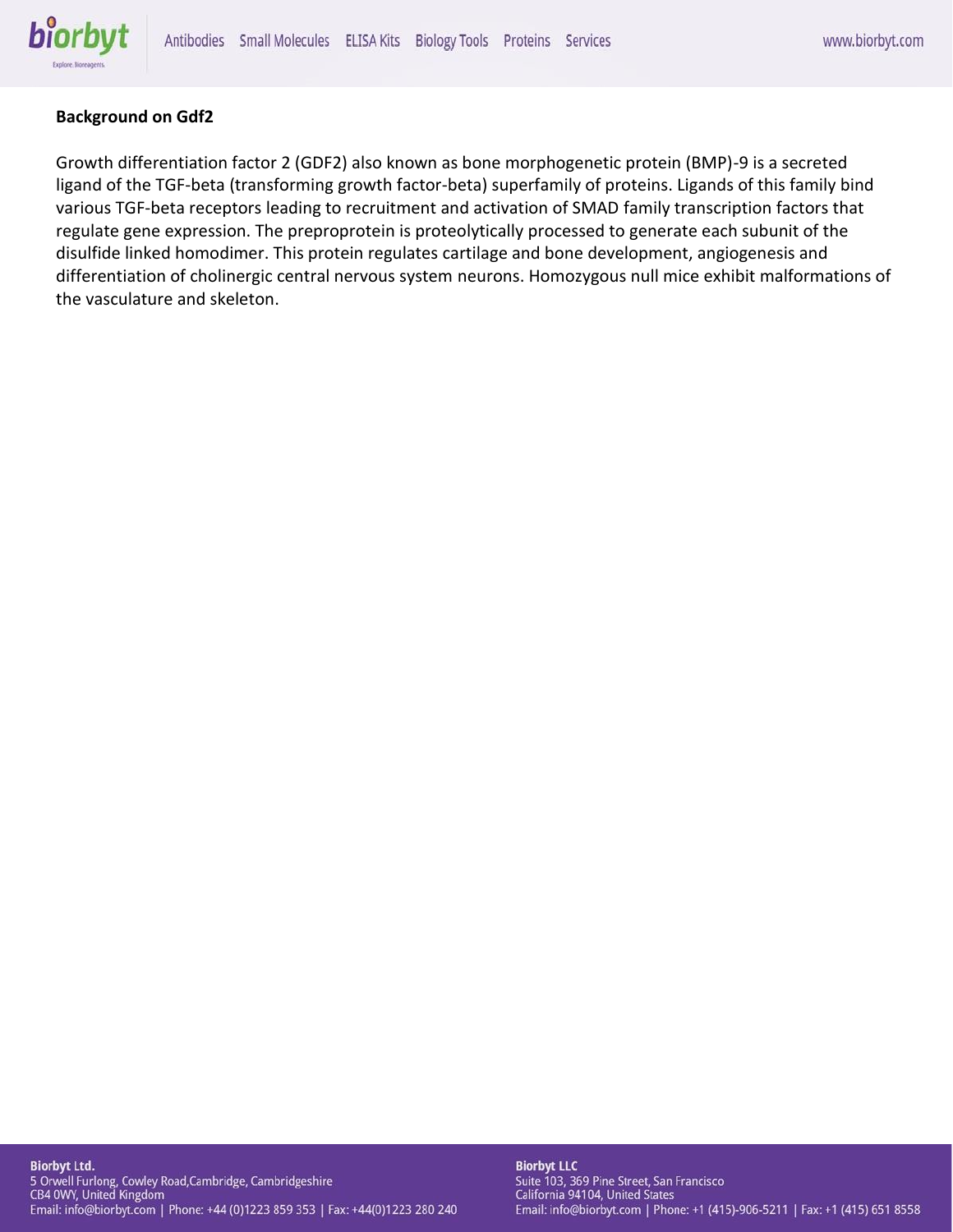**Background on Gdf2**

Growth differentiation factor 2 (GDF2) also known as bone morphogenetic protein (BMP)-9 is a secreted ligand of the TGF-beta (transforming growth factor-beta) superfamily of proteins. Ligands of this family bind various TGF-beta receptors leading to recruitment and activation of SMAD family transcription factors that regulate gene expression. The preproprotein is proteolytically processed to generate each subunit of the disulfide linked homodimer. This protein regulates cartilage and bone development, angiogenesis and differentiation of cholinergic central nervous system neurons. Homozygous null mice exhibit malformations of the vasculature and skeleton.